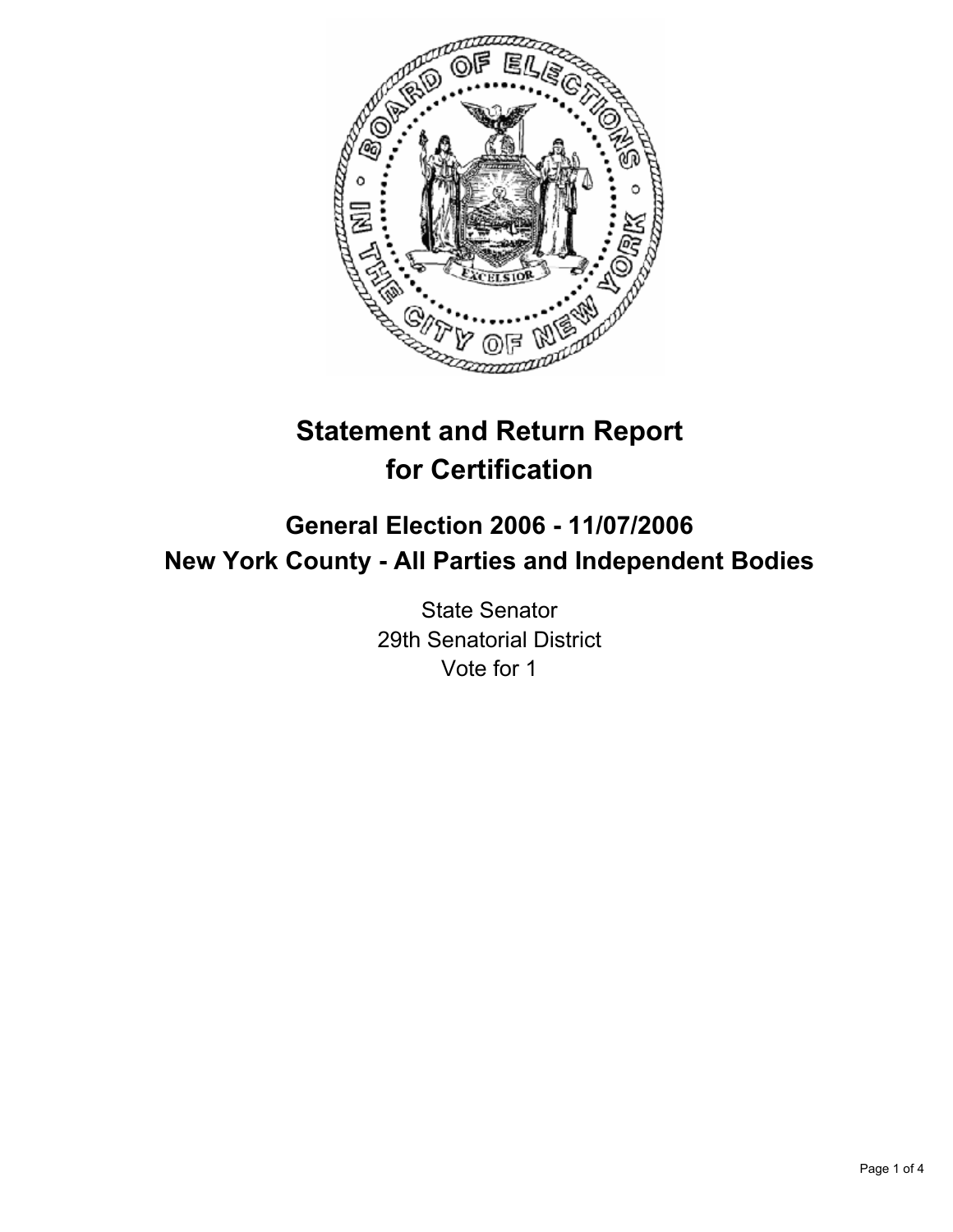# Statement and Return Report for Certification

## General Election 2006 - 11/07/2006
## New York County - All Parties and Independent Bodies

State Senator
29th Senatorial District
Vote for 1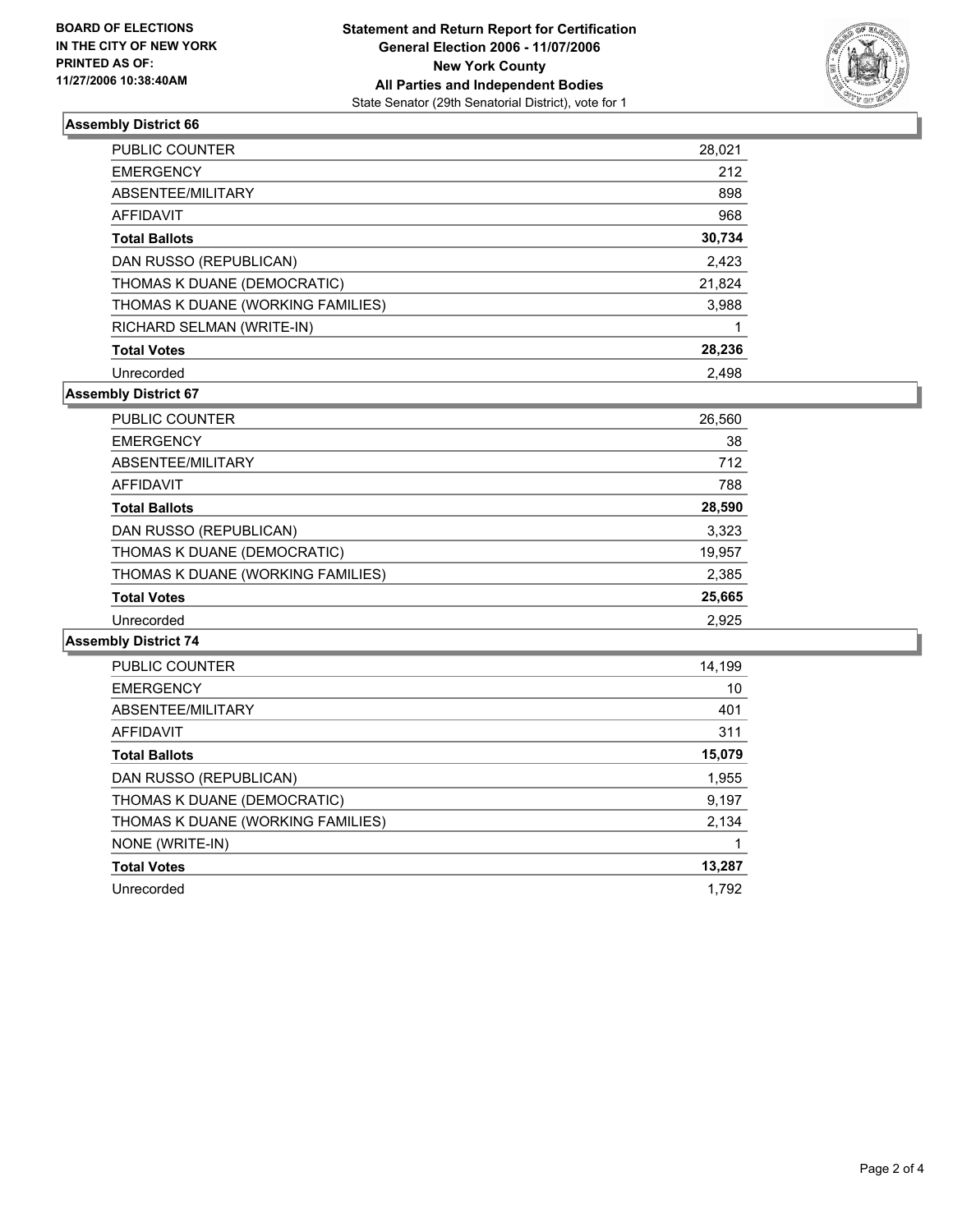**BOARD OF ELECTIONS IN THE CITY OF NEW YORK PRINTED AS OF: 11/27/2006 10:38:40AM**

**Statement and Return Report for Certification**
**General Election 2006 - 11/07/2006**
**New York County**
**All Parties and Independent Bodies**
State Senator (29th Senatorial District), vote for 1

### Assembly District 66

| | |
|---|---|
| PUBLIC COUNTER | 28,021 |
| EMERGENCY | 212 |
| ABSENTEE/MILITARY | 898 |
| AFFIDAVIT | 968 |
| **Total Ballots** | **30,734** |
| DAN RUSSO (REPUBLICAN) | 2,423 |
| THOMAS K DUANE (DEMOCRATIC) | 21,824 |
| THOMAS K DUANE (WORKING FAMILIES) | 3,988 |
| RICHARD SELMAN (WRITE-IN) | 1 |
| **Total Votes** | **28,236** |
| Unrecorded | 2,498 |

### Assembly District 67

| | |
|---|---|
| PUBLIC COUNTER | 26,560 |
| EMERGENCY | 38 |
| ABSENTEE/MILITARY | 712 |
| AFFIDAVIT | 788 |
| **Total Ballots** | **28,590** |
| DAN RUSSO (REPUBLICAN) | 3,323 |
| THOMAS K DUANE (DEMOCRATIC) | 19,957 |
| THOMAS K DUANE (WORKING FAMILIES) | 2,385 |
| **Total Votes** | **25,665** |
| Unrecorded | 2,925 |

### Assembly District 74

| | |
|---|---|
| PUBLIC COUNTER | 14,199 |
| EMERGENCY | 10 |
| ABSENTEE/MILITARY | 401 |
| AFFIDAVIT | 311 |
| **Total Ballots** | **15,079** |
| DAN RUSSO (REPUBLICAN) | 1,955 |
| THOMAS K DUANE (DEMOCRATIC) | 9,197 |
| THOMAS K DUANE (WORKING FAMILIES) | 2,134 |
| NONE (WRITE-IN) | 1 |
| **Total Votes** | **13,287** |
| Unrecorded | 1,792 |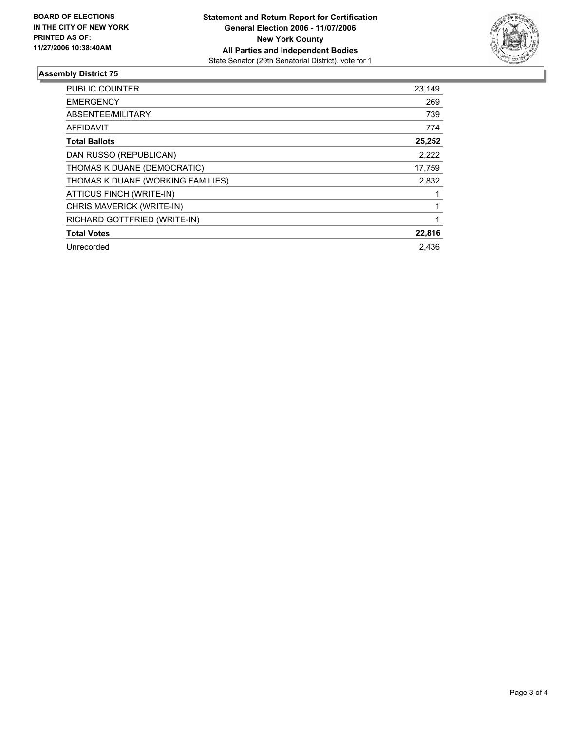**BOARD OF ELECTIONS IN THE CITY OF NEW YORK PRINTED AS OF: 11/27/2006 10:38:40AM**

**Statement and Return Report for Certification**
**General Election 2006 - 11/07/2006**
**New York County**
**All Parties and Independent Bodies**
State Senator (29th Senatorial District), vote for 1

## Assembly District 75

| | |
|---|---|
| PUBLIC COUNTER | 23,149 |
| EMERGENCY | 269 |
| ABSENTEE/MILITARY | 739 |
| AFFIDAVIT | 774 |
| **Total Ballots** | **25,252** |
| DAN RUSSO (REPUBLICAN) | 2,222 |
| THOMAS K DUANE (DEMOCRATIC) | 17,759 |
| THOMAS K DUANE (WORKING FAMILIES) | 2,832 |
| ATTICUS FINCH (WRITE-IN) | 1 |
| CHRIS MAVERICK (WRITE-IN) | 1 |
| RICHARD GOTTFRIED (WRITE-IN) | 1 |
| **Total Votes** | **22,816** |
| Unrecorded | 2,436 |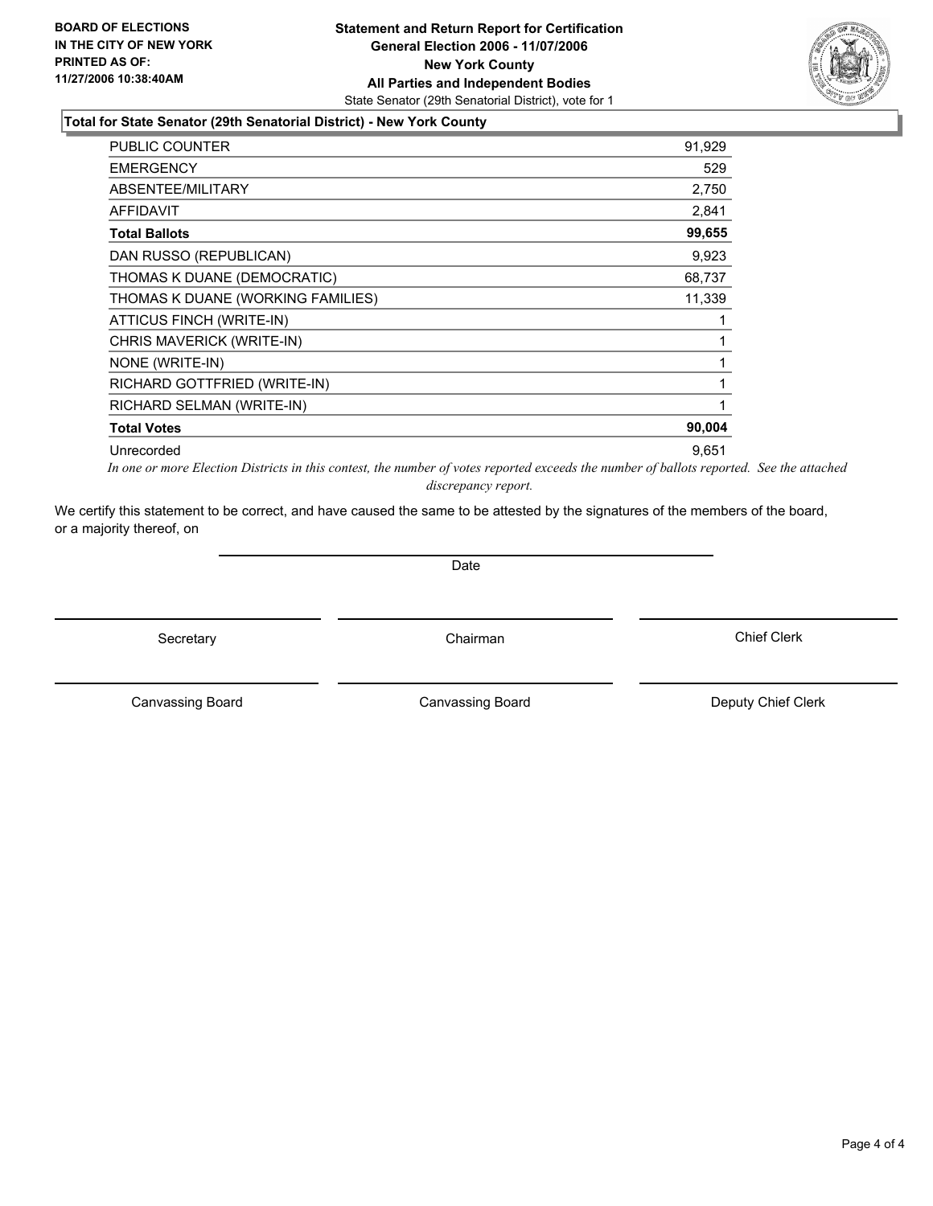**BOARD OF ELECTIONS IN THE CITY OF NEW YORK PRINTED AS OF: 11/27/2006 10:38:40AM**

**Statement and Return Report for Certification**
**General Election 2006 - 11/07/2006**
**New York County**
**All Parties and Independent Bodies**
State Senator (29th Senatorial District), vote for 1

**Total for State Senator (29th Senatorial District) - New York County**

| | |
|---|---|
| PUBLIC COUNTER | 91,929 |
| EMERGENCY | 529 |
| ABSENTEE/MILITARY | 2,750 |
| AFFIDAVIT | 2,841 |
| **Total Ballots** | **99,655** |
| DAN RUSSO (REPUBLICAN) | 9,923 |
| THOMAS K DUANE (DEMOCRATIC) | 68,737 |
| THOMAS K DUANE (WORKING FAMILIES) | 11,339 |
| ATTICUS FINCH (WRITE-IN) | 1 |
| CHRIS MAVERICK (WRITE-IN) | 1 |
| NONE (WRITE-IN) | 1 |
| RICHARD GOTTFRIED (WRITE-IN) | 1 |
| RICHARD SELMAN (WRITE-IN) | 1 |
| **Total Votes** | **90,004** |
| Unrecorded | 9,651 |

*In one or more Election Districts in this contest, the number of votes reported exceeds the number of ballots reported. See the attached discrepancy report.*

We certify this statement to be correct, and have caused the same to be attested by the signatures of the members of the board, or a majority thereof, on

Date

Secretary

Chairman

Chief Clerk

Canvassing Board

Canvassing Board

Deputy Chief Clerk